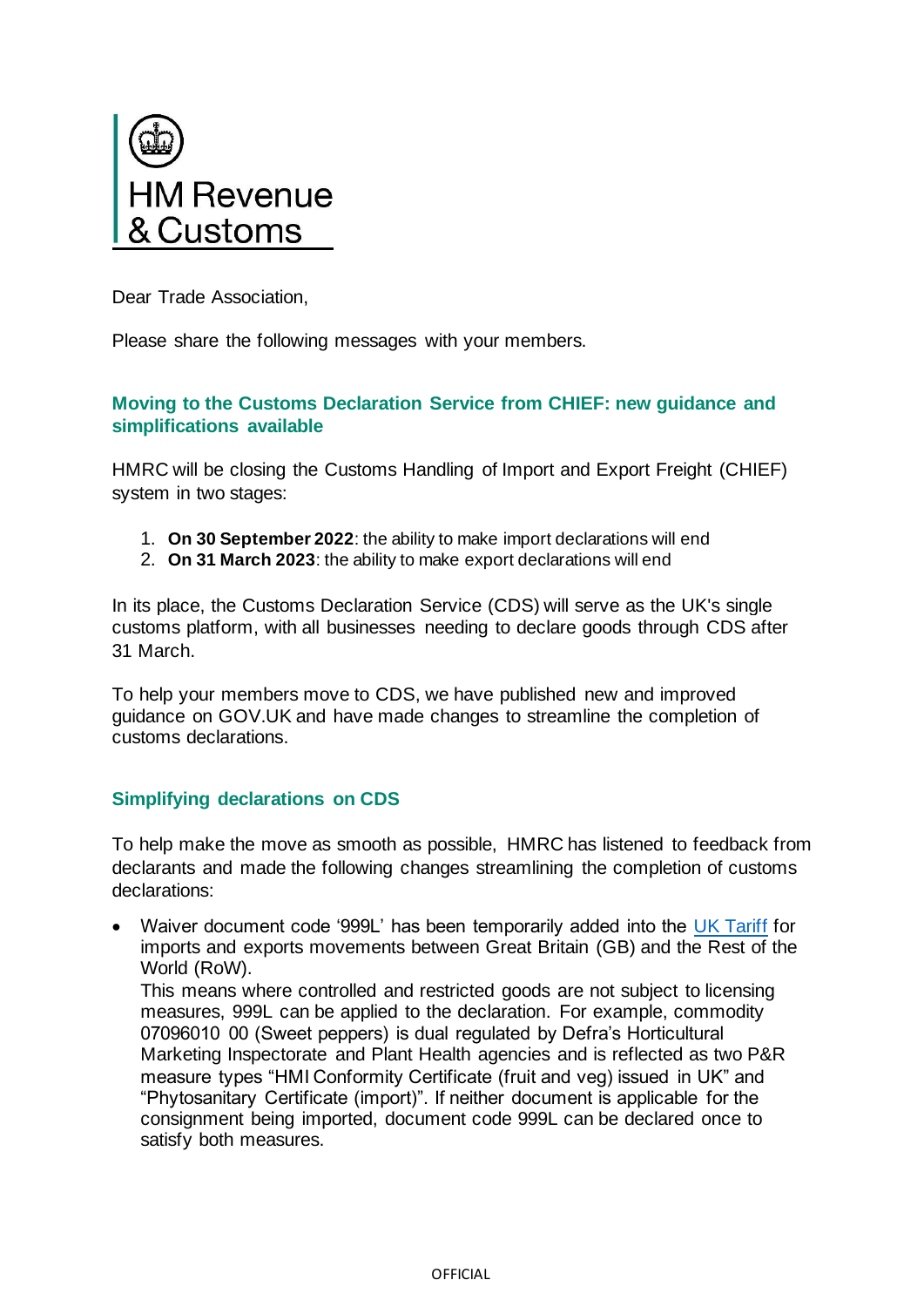HM Revenue & Customs

Dear Trade Association,

Please share the following messages with your members.

## Moving to the Customs Declaration Service from CHIEF: new guidance and simplifications available

HMRC will be closing the Customs Handling of Import and Export Freight (CHIEF) system in two stages:

1. **On 30 September 2022**: the ability to make import declarations will end
2. **On 31 March 2023**: the ability to make export declarations will end

In its place, the Customs Declaration Service (CDS) will serve as the UK's single customs platform, with all businesses needing to declare goods through CDS after 31 March.

To help your members move to CDS, we have published new and improved guidance on GOV.UK and have made changes to streamline the completion of customs declarations.

## Simplifying declarations on CDS

To help make the move as smooth as possible, HMRC has listened to feedback from declarants and made the following changes streamlining the completion of customs declarations:

- Waiver document code '999L' has been temporarily added into the [UK Tariff] for imports and exports movements between Great Britain (GB) and the Rest of the World (RoW).
  This means where controlled and restricted goods are not subject to licensing measures, 999L can be applied to the declaration. For example, commodity 07096010 00 (Sweet peppers) is dual regulated by Defra's Horticultural Marketing Inspectorate and Plant Health agencies and is reflected as two P&R measure types "HMI Conformity Certificate (fruit and veg) issued in UK" and "Phytosanitary Certificate (import)". If neither document is applicable for the consignment being imported, document code 999L can be declared once to satisfy both measures.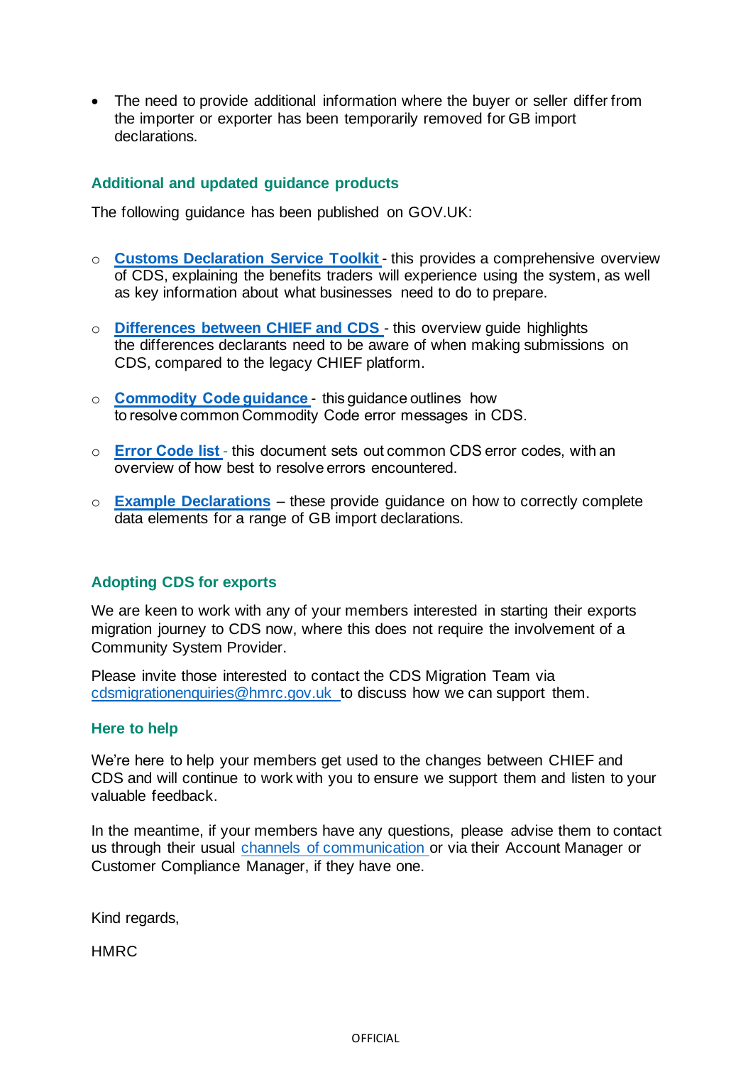- The need to provide additional information where the buyer or seller differ from the importer or exporter has been temporarily removed for GB import declarations.

## Additional and updated guidance products

The following guidance has been published on GOV.UK:

- **Customs Declaration Service Toolkit** - this provides a comprehensive overview of CDS, explaining the benefits traders will experience using the system, as well as key information about what businesses need to do to prepare.
- **Differences between CHIEF and CDS** - this overview guide highlights the differences declarants need to be aware of when making submissions on CDS, compared to the legacy CHIEF platform.
- **Commodity Code guidance** - this guidance outlines how to resolve common Commodity Code error messages in CDS.
- **Error Code list** - this document sets out common CDS error codes, with an overview of how best to resolve errors encountered.
- **Example Declarations** – these provide guidance on how to correctly complete data elements for a range of GB import declarations.

## Adopting CDS for exports

We are keen to work with any of your members interested in starting their exports migration journey to CDS now, where this does not require the involvement of a Community System Provider.

Please invite those interested to contact the CDS Migration Team via cdsmigrationenquiries@hmrc.gov.uk to discuss how we can support them.

## Here to help

We're here to help your members get used to the changes between CHIEF and CDS and will continue to work with you to ensure we support them and listen to your valuable feedback.

In the meantime, if your members have any questions, please advise them to contact us through their usual channels of communication or via their Account Manager or Customer Compliance Manager, if they have one.

Kind regards,

HMRC

OFFICIAL